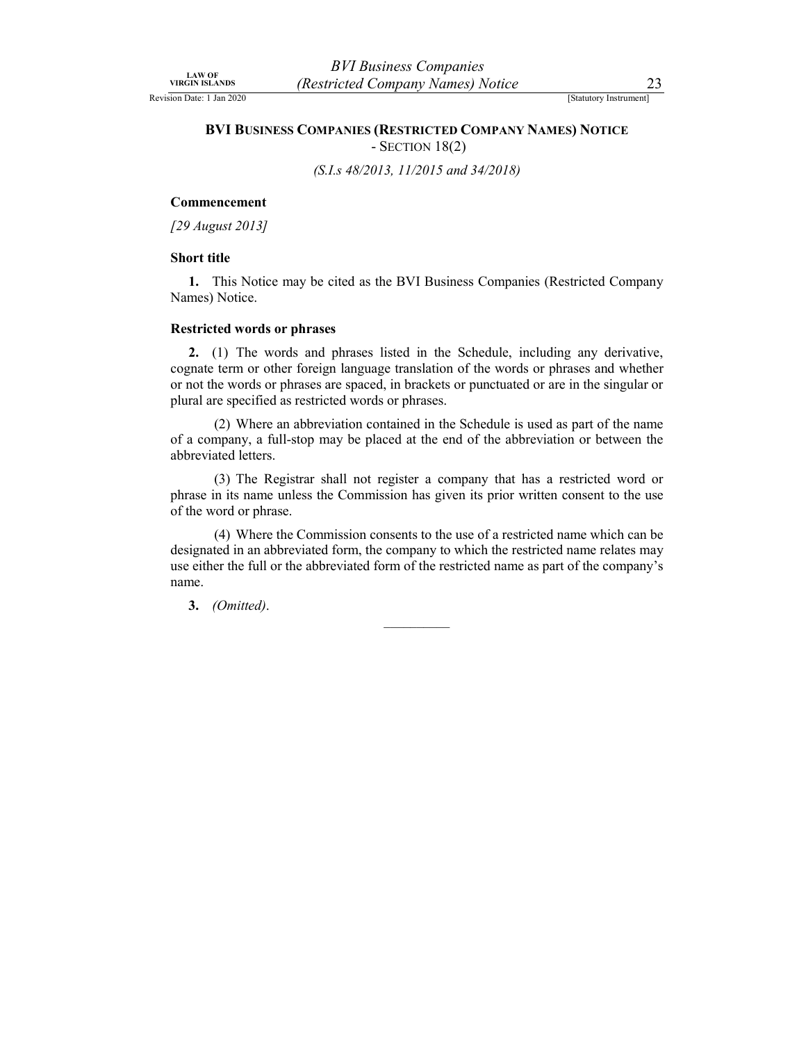# BVI Business Companies (Restricted Company Names) Notice

- Section 18(2)

*(S.I.s 48/2013, 11/2015 and 34/2018)*

**Commencement**

*[29 August 2013]*

**Short title**

**1.** This Notice may be cited as the BVI Business Companies (Restricted Company Names) Notice.

**Restricted words or phrases**

**2.** (1) The words and phrases listed in the Schedule, including any derivative, cognate term or other foreign language translation of the words or phrases and whether or not the words or phrases are spaced, in brackets or punctuated or are in the singular or plural are specified as restricted words or phrases.

(2) Where an abbreviation contained in the Schedule is used as part of the name of a company, a full-stop may be placed at the end of the abbreviation or between the abbreviated letters.

(3) The Registrar shall not register a company that has a restricted word or phrase in its name unless the Commission has given its prior written consent to the use of the word or phrase.

(4) Where the Commission consents to the use of a restricted name which can be designated in an abbreviated form, the company to which the restricted name relates may use either the full or the abbreviated form of the restricted name as part of the company's name.

**3.** *(Omitted)*.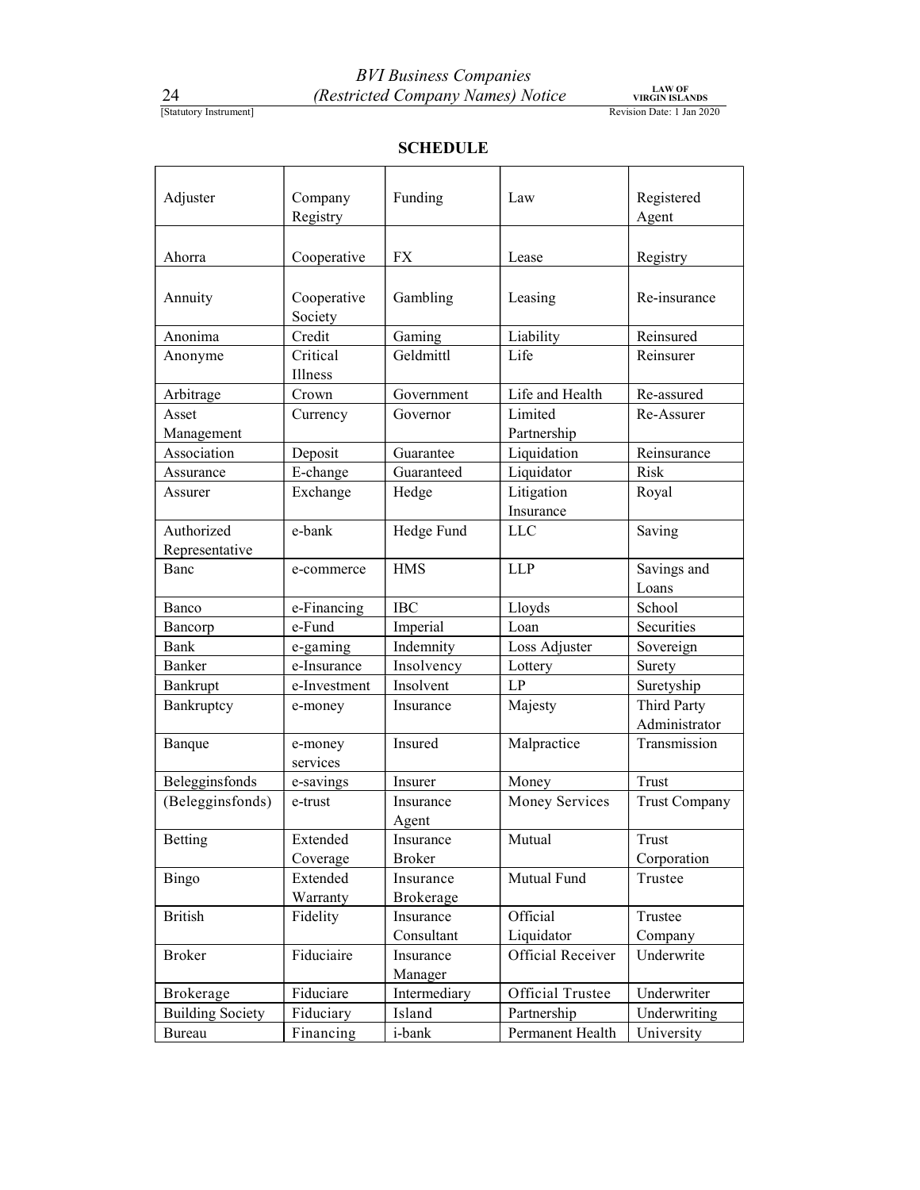## SCHEDULE

| Adjuster | Company Registry | Funding | Law | Registered Agent |
|---|---|---|---|---|
| Ahorra | Cooperative | FX | Lease | Registry |
| Annuity | Cooperative Society | Gambling | Leasing | Re-insurance |
| Anonima | Credit | Gaming | Liability | Reinsured |
| Anonyme | Critical Illness | Geldmittl | Life | Reinsurer |
| Arbitrage | Crown | Government | Life and Health | Re-assured |
| Asset Management | Currency | Governor | Limited Partnership | Re-Assurer |
| Association | Deposit | Guarantee | Liquidation | Reinsurance |
| Assurance | E-change | Guaranteed | Liquidator | Risk |
| Assurer | Exchange | Hedge | Litigation Insurance | Royal |
| Authorized Representative | e-bank | Hedge Fund | LLC | Saving |
| Banc | e-commerce | HMS | LLP | Savings and Loans |
| Banco | e-Financing | IBC | Lloyds | School |
| Bancorp | e-Fund | Imperial | Loan | Securities |
| Bank | e-gaming | Indemnity | Loss Adjuster | Sovereign |
| Banker | e-Insurance | Insolvency | Lottery | Surety |
| Bankrupt | e-Investment | Insolvent | LP | Suretyship |
| Bankruptcy | e-money | Insurance | Majesty | Third Party Administrator |
| Banque | e-money services | Insured | Malpractice | Transmission |
| Belegginsfonds | e-savings | Insurer | Money | Trust |
| (Belegginsfonds) | e-trust | Insurance Agent | Money Services | Trust Company |
| Betting | Extended Coverage | Insurance Broker | Mutual | Trust Corporation |
| Bingo | Extended Warranty | Insurance Brokerage | Mutual Fund | Trustee |
| British | Fidelity | Insurance Consultant | Official Liquidator | Trustee Company |
| Broker | Fiduciaire | Insurance Manager | Official Receiver | Underwrite |
| Brokerage | Fiduciare | Intermediary | Official Trustee | Underwriter |
| Building Society | Fiduciary | Island | Partnership | Underwriting |
| Bureau | Financing | i-bank | Permanent Health | University |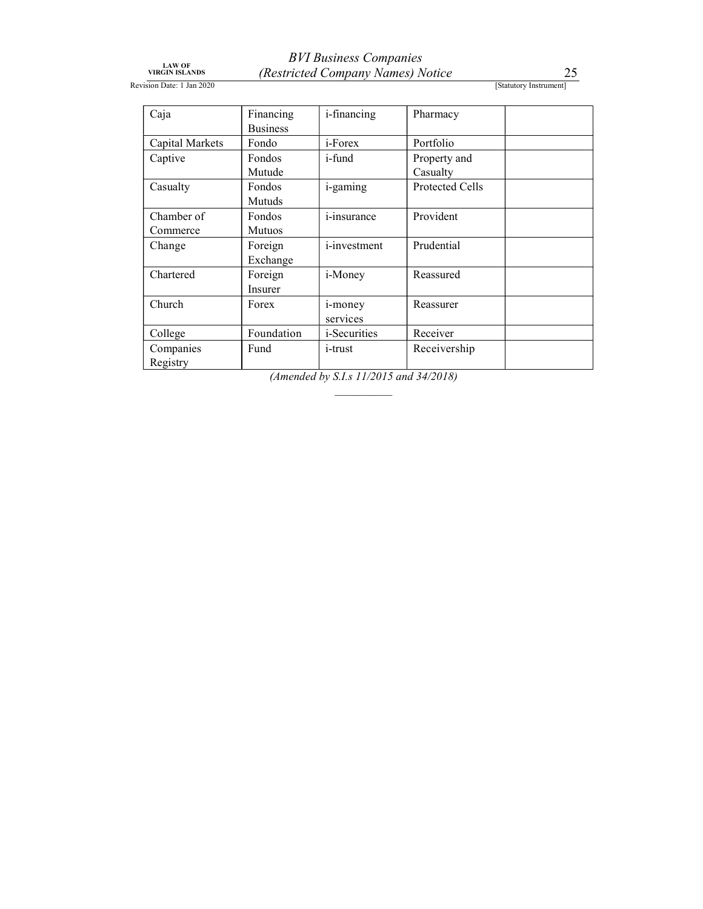| | | | | |
|---|---|---|---|---|
| Caja | Financing Business | i-financing | Pharmacy | |
| Capital Markets | Fondo | i-Forex | Portfolio | |
| Captive | Fondos Mutude | i-fund | Property and Casualty | |
| Casualty | Fondos Mutuds | i-gaming | Protected Cells | |
| Chamber of Commerce | Fondos Mutuos | i-insurance | Provident | |
| Change | Foreign Exchange | i-investment | Prudential | |
| Chartered | Foreign Insurer | i-Money | Reassured | |
| Church | Forex | i-money services | Reassurer | |
| College | Foundation | i-Securities | Receiver | |
| Companies Registry | Fund | i-trust | Receivership | |

*(Amended by S.I.s 11/2015 and 34/2018)*